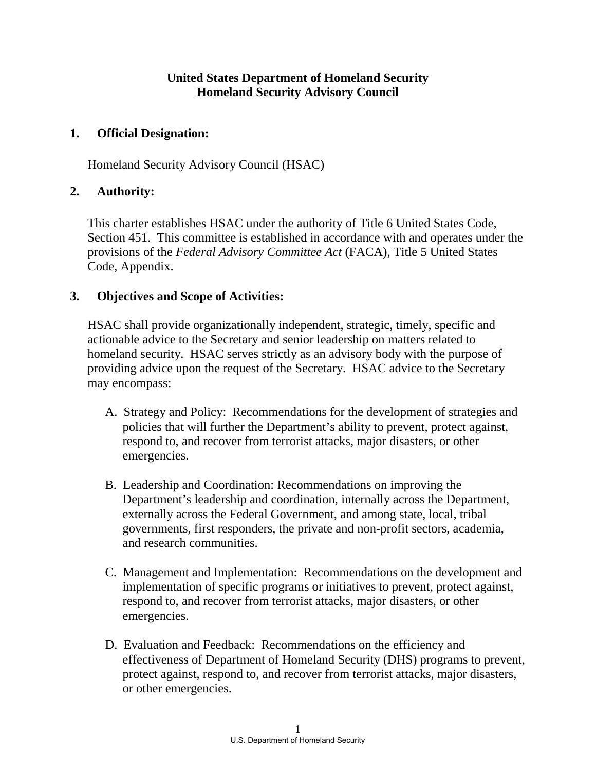# United States Department of Homeland Security
# Homeland Security Advisory Council

## 1. Official Designation:

Homeland Security Advisory Council (HSAC)

## 2. Authority:

This charter establishes HSAC under the authority of Title 6 United States Code, Section 451. This committee is established in accordance with and operates under the provisions of the *Federal Advisory Committee Act* (FACA), Title 5 United States Code, Appendix.

## 3. Objectives and Scope of Activities:

HSAC shall provide organizationally independent, strategic, timely, specific and actionable advice to the Secretary and senior leadership on matters related to homeland security. HSAC serves strictly as an advisory body with the purpose of providing advice upon the request of the Secretary. HSAC advice to the Secretary may encompass:

A. Strategy and Policy: Recommendations for the development of strategies and policies that will further the Department's ability to prevent, protect against, respond to, and recover from terrorist attacks, major disasters, or other emergencies.

B. Leadership and Coordination: Recommendations on improving the Department's leadership and coordination, internally across the Department, externally across the Federal Government, and among state, local, tribal governments, first responders, the private and non-profit sectors, academia, and research communities.

C. Management and Implementation: Recommendations on the development and implementation of specific programs or initiatives to prevent, protect against, respond to, and recover from terrorist attacks, major disasters, or other emergencies.

D. Evaluation and Feedback: Recommendations on the efficiency and effectiveness of Department of Homeland Security (DHS) programs to prevent, protect against, respond to, and recover from terrorist attacks, major disasters, or other emergencies.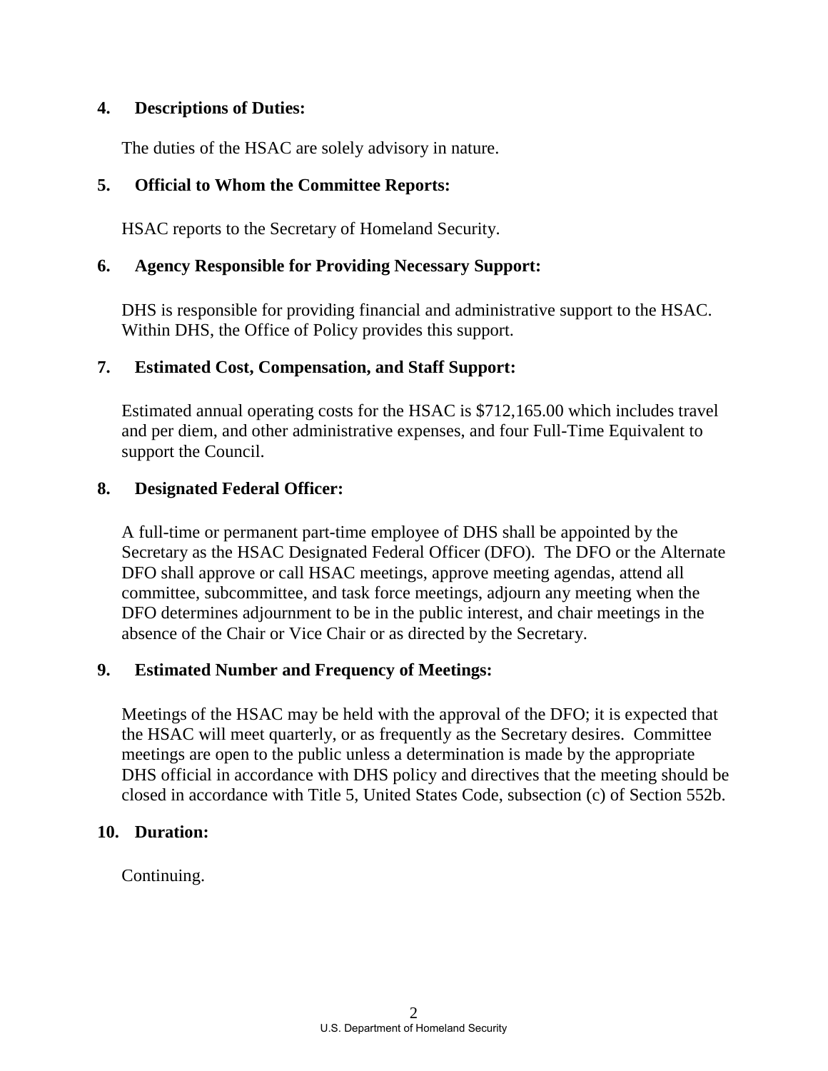**4. Descriptions of Duties:**

The duties of the HSAC are solely advisory in nature.

**5. Official to Whom the Committee Reports:**

HSAC reports to the Secretary of Homeland Security.

**6. Agency Responsible for Providing Necessary Support:**

DHS is responsible for providing financial and administrative support to the HSAC. Within DHS, the Office of Policy provides this support.

**7. Estimated Cost, Compensation, and Staff Support:**

Estimated annual operating costs for the HSAC is $712,165.00 which includes travel and per diem, and other administrative expenses, and four Full-Time Equivalent to support the Council.

**8. Designated Federal Officer:**

A full-time or permanent part-time employee of DHS shall be appointed by the Secretary as the HSAC Designated Federal Officer (DFO). The DFO or the Alternate DFO shall approve or call HSAC meetings, approve meeting agendas, attend all committee, subcommittee, and task force meetings, adjourn any meeting when the DFO determines adjournment to be in the public interest, and chair meetings in the absence of the Chair or Vice Chair or as directed by the Secretary.

**9. Estimated Number and Frequency of Meetings:**

Meetings of the HSAC may be held with the approval of the DFO; it is expected that the HSAC will meet quarterly, or as frequently as the Secretary desires. Committee meetings are open to the public unless a determination is made by the appropriate DHS official in accordance with DHS policy and directives that the meeting should be closed in accordance with Title 5, United States Code, subsection (c) of Section 552b.

**10. Duration:**

Continuing.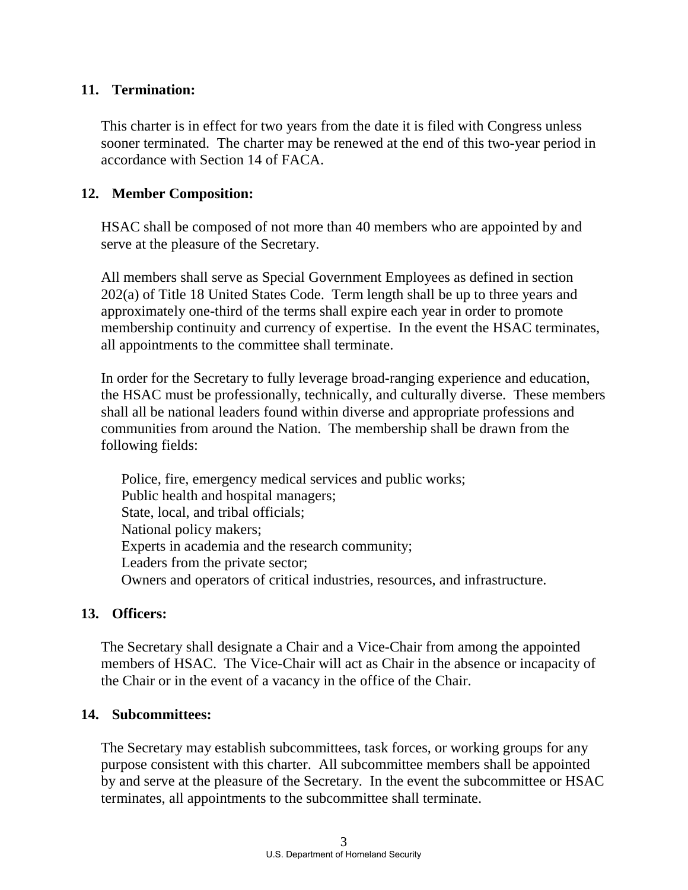## 11. Termination:

This charter is in effect for two years from the date it is filed with Congress unless sooner terminated. The charter may be renewed at the end of this two-year period in accordance with Section 14 of FACA.

## 12. Member Composition:

HSAC shall be composed of not more than 40 members who are appointed by and serve at the pleasure of the Secretary.

All members shall serve as Special Government Employees as defined in section 202(a) of Title 18 United States Code. Term length shall be up to three years and approximately one-third of the terms shall expire each year in order to promote membership continuity and currency of expertise. In the event the HSAC terminates, all appointments to the committee shall terminate.

In order for the Secretary to fully leverage broad-ranging experience and education, the HSAC must be professionally, technically, and culturally diverse. These members shall all be national leaders found within diverse and appropriate professions and communities from around the Nation. The membership shall be drawn from the following fields:

- Police, fire, emergency medical services and public works;
- Public health and hospital managers;
- State, local, and tribal officials;
- National policy makers;
- Experts in academia and the research community;
- Leaders from the private sector;
- Owners and operators of critical industries, resources, and infrastructure.

## 13. Officers:

The Secretary shall designate a Chair and a Vice-Chair from among the appointed members of HSAC. The Vice-Chair will act as Chair in the absence or incapacity of the Chair or in the event of a vacancy in the office of the Chair.

## 14. Subcommittees:

The Secretary may establish subcommittees, task forces, or working groups for any purpose consistent with this charter. All subcommittee members shall be appointed by and serve at the pleasure of the Secretary. In the event the subcommittee or HSAC terminates, all appointments to the subcommittee shall terminate.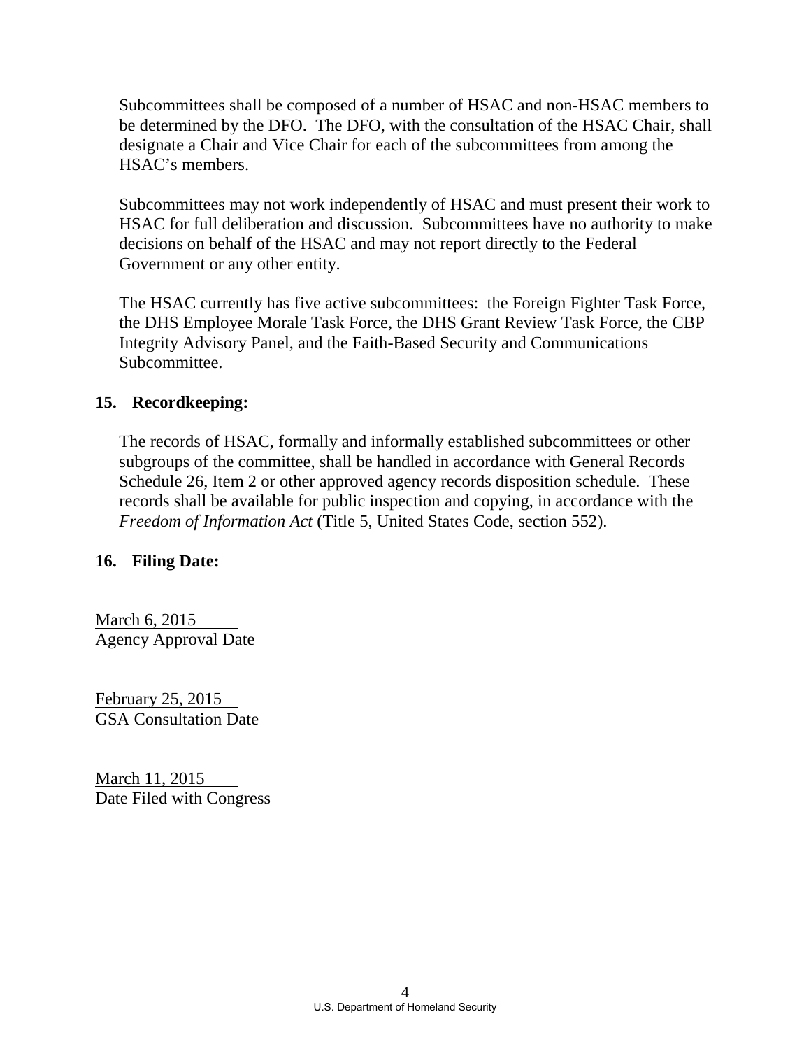Subcommittees shall be composed of a number of HSAC and non-HSAC members to be determined by the DFO. The DFO, with the consultation of the HSAC Chair, shall designate a Chair and Vice Chair for each of the subcommittees from among the HSAC's members.

Subcommittees may not work independently of HSAC and must present their work to HSAC for full deliberation and discussion. Subcommittees have no authority to make decisions on behalf of the HSAC and may not report directly to the Federal Government or any other entity.

The HSAC currently has five active subcommittees: the Foreign Fighter Task Force, the DHS Employee Morale Task Force, the DHS Grant Review Task Force, the CBP Integrity Advisory Panel, and the Faith-Based Security and Communications Subcommittee.

## 15. Recordkeeping:

The records of HSAC, formally and informally established subcommittees or other subgroups of the committee, shall be handled in accordance with General Records Schedule 26, Item 2 or other approved agency records disposition schedule. These records shall be available for public inspection and copying, in accordance with the *Freedom of Information Act* (Title 5, United States Code, section 552).

## 16. Filing Date:

March 6, 2015
Agency Approval Date

February 25, 2015
GSA Consultation Date

March 11, 2015
Date Filed with Congress